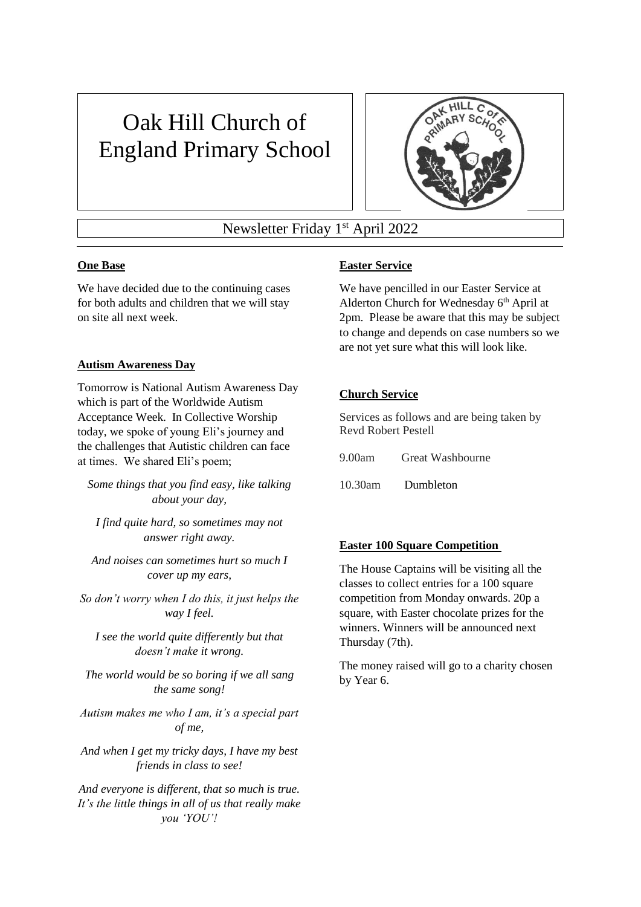# Oak Hill Church of England Primary School

Newsletter Friday 1st April 2022

## One Base

We have decided due to the continuing cases for both adults and children that we will stay on site all next week.

## Autism Awareness Day

Tomorrow is National Autism Awareness Day which is part of the Worldwide Autism Acceptance Week. In Collective Worship today, we spoke of young Eli's journey and the challenges that Autistic children can face at times. We shared Eli's poem;

*Some things that you find easy, like talking about your day,*

*I find quite hard, so sometimes may not answer right away.*

*And noises can sometimes hurt so much I cover up my ears,*

*So don't worry when I do this, it just helps the way I feel.*

*I see the world quite differently but that doesn't make it wrong.*

*The world would be so boring if we all sang the same song!*

*Autism makes me who I am, it's a special part of me,*

*And when I get my tricky days, I have my best friends in class to see!*

*And everyone is different, that so much is true. It's the little things in all of us that really make you 'YOU'!*

## Easter Service

We have pencilled in our Easter Service at Alderton Church for Wednesday 6th April at 2pm. Please be aware that this may be subject to change and depends on case numbers so we are not yet sure what this will look like.

## Church Service

Services as follows and are being taken by Revd Robert Pestell

9.00am Great Washbourne

10.30am Dumbleton

## Easter 100 Square Competition

The House Captains will be visiting all the classes to collect entries for a 100 square competition from Monday onwards. 20p a square, with Easter chocolate prizes for the winners. Winners will be announced next Thursday (7th).

The money raised will go to a charity chosen by Year 6.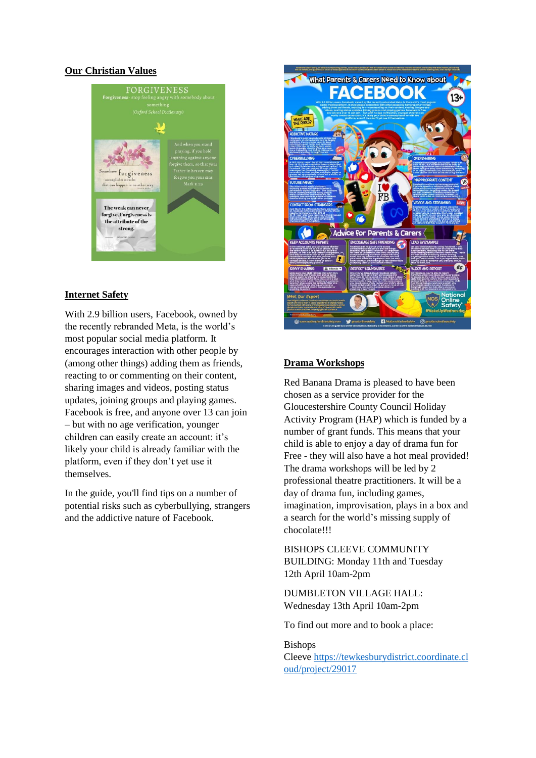## Our Christian Values

## Internet Safety

With 2.9 billion users, Facebook, owned by the recently rebranded Meta, is the world's most popular social media platform. It encourages interaction with other people by (among other things) adding them as friends, reacting to or commenting on their content, sharing images and videos, posting status updates, joining groups and playing games. Facebook is free, and anyone over 13 can join – but with no age verification, younger children can easily create an account: it's likely your child is already familiar with the platform, even if they don't yet use it themselves.

In the guide, you'll find tips on a number of potential risks such as cyberbullying, strangers and the addictive nature of Facebook.

## Drama Workshops

Red Banana Drama is pleased to have been chosen as a service provider for the Gloucestershire County Council Holiday Activity Program (HAP) which is funded by a number of grant funds. This means that your child is able to enjoy a day of drama fun for Free - they will also have a hot meal provided! The drama workshops will be led by 2 professional theatre practitioners. It will be a day of drama fun, including games, imagination, improvisation, plays in a box and a search for the world's missing supply of chocolate!!!

BISHOPS CLEEVE COMMUNITY BUILDING: Monday 11th and Tuesday 12th April 10am-2pm

DUMBLETON VILLAGE HALL: Wednesday 13th April 10am-2pm

To find out more and to book a place:

Bishops Cleeve https://tewkesburydistrict.coordinate.cloud/project/29017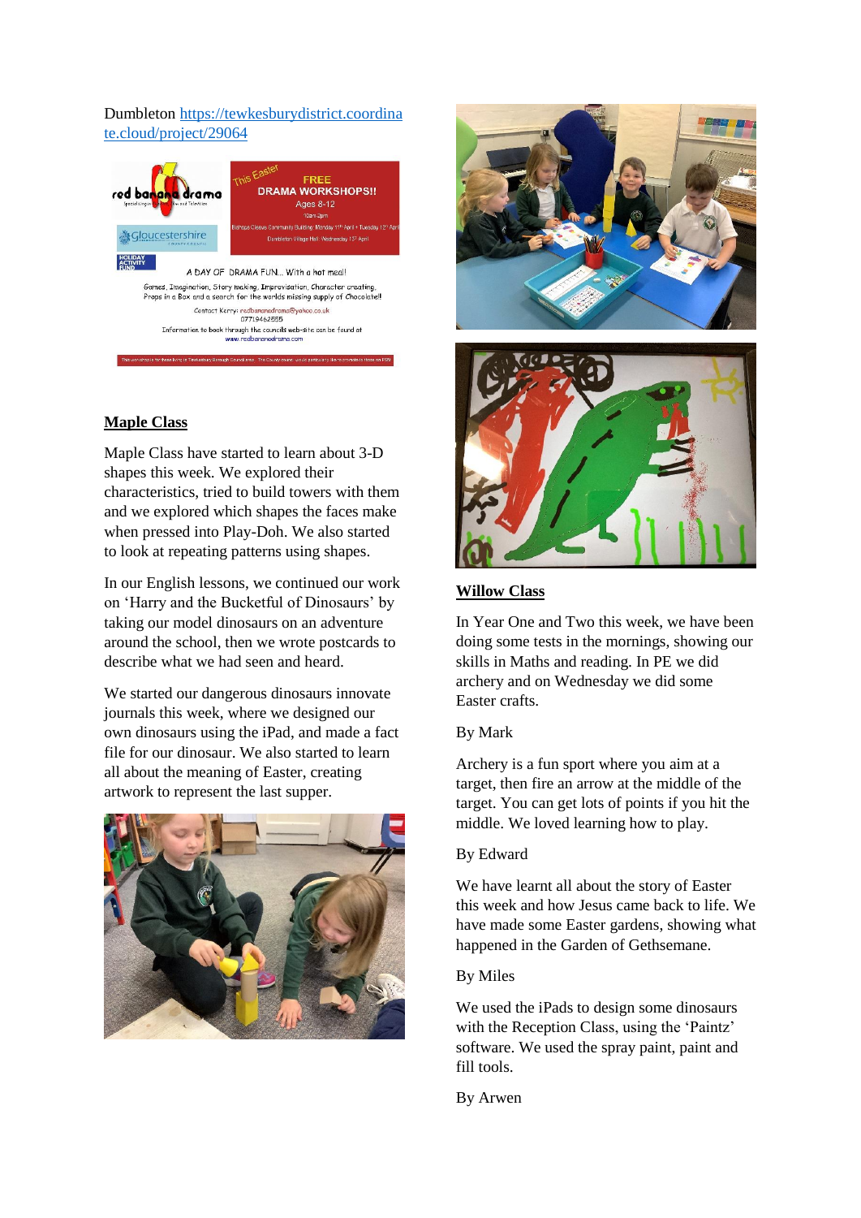Dumbleton https://tewkesburydistrict.coordinate.cloud/project/29064

red banana drama

This Easter

FREE
DRAMA WORKSHOPS!!
Ages 8-12
10am-2pm

A DAY OF DRAMA FUN... With a hot meal!

Games, Imagination, Story making, Improvisation, Character creating, Props in a Box and a search for the worlds missing supply of Chocolate!!

Contact Kerry: redbananadrama@yahoo.co.uk
07719462555

Information to book through the councils web-site can be found at
www.redbananadrama.com

## Maple Class

Maple Class have started to learn about 3-D shapes this week. We explored their characteristics, tried to build towers with them and we explored which shapes the faces make when pressed into Play-Doh. We also started to look at repeating patterns using shapes.

In our English lessons, we continued our work on 'Harry and the Bucketful of Dinosaurs' by taking our model dinosaurs on an adventure around the school, then we wrote postcards to describe what we had seen and heard.

We started our dangerous dinosaurs innovate journals this week, where we designed our own dinosaurs using the iPad, and made a fact file for our dinosaur. We also started to learn all about the meaning of Easter, creating artwork to represent the last supper.

## Willow Class

In Year One and Two this week, we have been doing some tests in the mornings, showing our skills in Maths and reading. In PE we did archery and on Wednesday we did some Easter crafts.

By Mark

Archery is a fun sport where you aim at a target, then fire an arrow at the middle of the target. You can get lots of points if you hit the middle. We loved learning how to play.

By Edward

We have learnt all about the story of Easter this week and how Jesus came back to life. We have made some Easter gardens, showing what happened in the Garden of Gethsemane.

By Miles

We used the iPads to design some dinosaurs with the Reception Class, using the 'Paintz' software. We used the spray paint, paint and fill tools.

By Arwen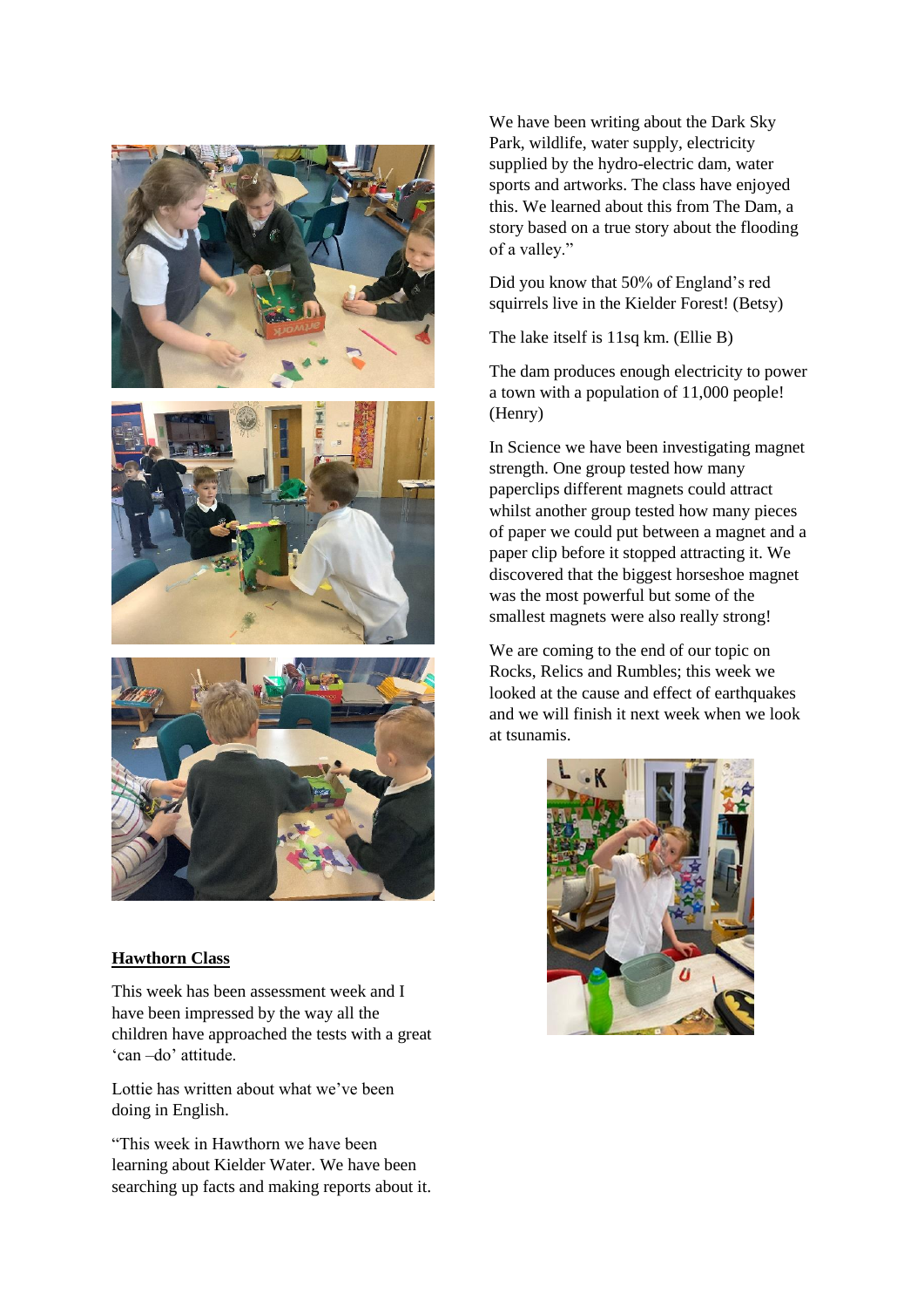## Hawthorn Class

This week has been assessment week and I have been impressed by the way all the children have approached the tests with a great 'can –do' attitude.

Lottie has written about what we've been doing in English.

"This week in Hawthorn we have been learning about Kielder Water. We have been searching up facts and making reports about it. We have been writing about the Dark Sky Park, wildlife, water supply, electricity supplied by the hydro-electric dam, water sports and artworks. The class have enjoyed this. We learned about this from The Dam, a story based on a true story about the flooding of a valley."

Did you know that 50% of England's red squirrels live in the Kielder Forest! (Betsy)

The lake itself is 11sq km. (Ellie B)

The dam produces enough electricity to power a town with a population of 11,000 people! (Henry)

In Science we have been investigating magnet strength. One group tested how many paperclips different magnets could attract whilst another group tested how many pieces of paper we could put between a magnet and a paper clip before it stopped attracting it. We discovered that the biggest horseshoe magnet was the most powerful but some of the smallest magnets were also really strong!

We are coming to the end of our topic on Rocks, Relics and Rumbles; this week we looked at the cause and effect of earthquakes and we will finish it next week when we look at tsunamis.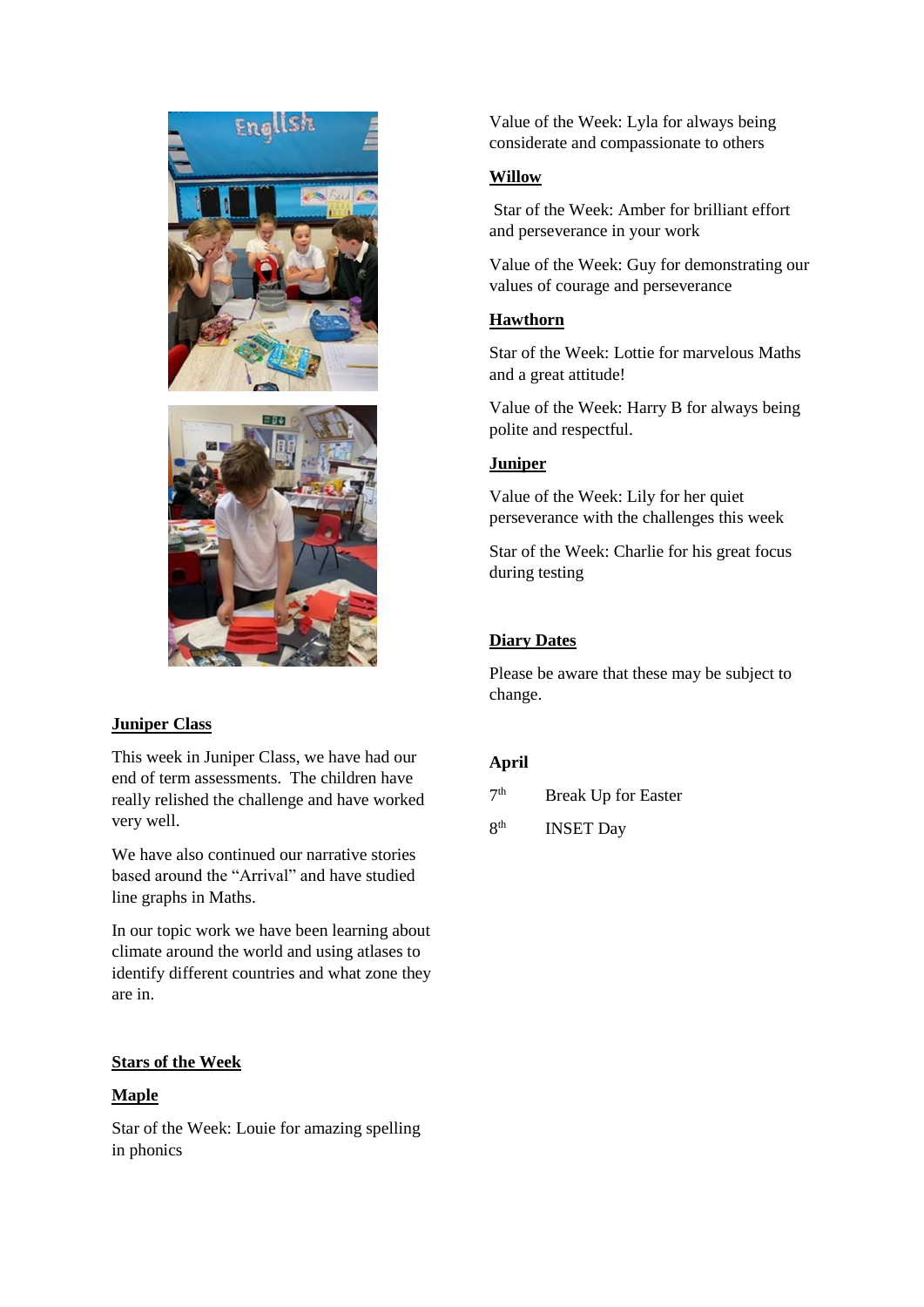## Juniper Class

This week in Juniper Class, we have had our end of term assessments. The children have really relished the challenge and have worked very well.

We have also continued our narrative stories based around the "Arrival" and have studied line graphs in Maths.

In our topic work we have been learning about climate around the world and using atlases to identify different countries and what zone they are in.

## Stars of the Week

### Maple

Star of the Week: Louie for amazing spelling in phonics

Value of the Week: Lyla for always being considerate and compassionate to others

### Willow

Star of the Week: Amber for brilliant effort and perseverance in your work

Value of the Week: Guy for demonstrating our values of courage and perseverance

### Hawthorn

Star of the Week: Lottie for marvelous Maths and a great attitude!

Value of the Week: Harry B for always being polite and respectful.

### Juniper

Value of the Week: Lily for her quiet perseverance with the challenges this week

Star of the Week: Charlie for his great focus during testing

## Diary Dates

Please be aware that these may be subject to change.

**April**

| | |
|---|---|
| 7th | Break Up for Easter |
| 8th | INSET Day |